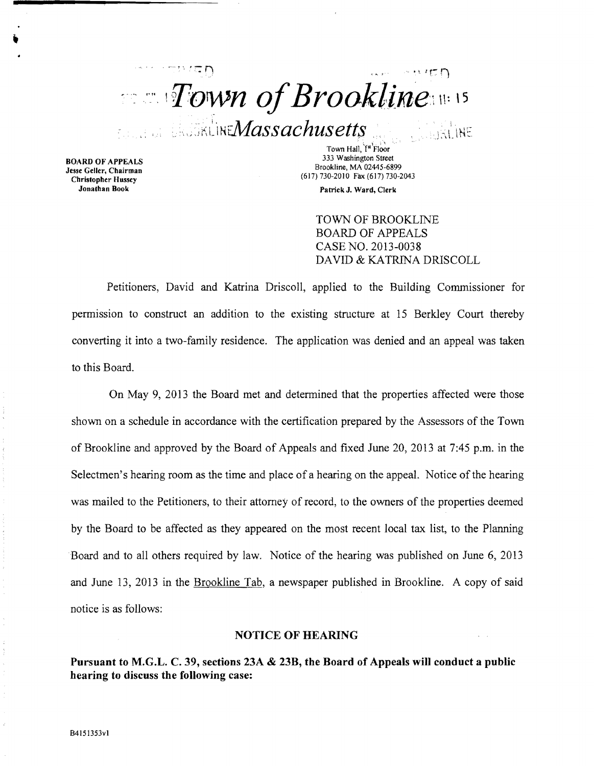# Town of Brookline

## Massachusetts

**BOARD OF APPEALS**
**Jesse Geller, Chairman**
**Christopher Hussey**
**Jonathan Book**

Town Hall, 1st Floor
333 Washington Street
Brookline, MA 02445-6899
(617) 730-2010 Fax (617) 730-2043

**Patrick J. Ward, Clerk**

TOWN OF BROOKLINE
BOARD OF APPEALS
CASE NO. 2013-0038
DAVID & KATRINA DRISCOLL

Petitioners, David and Katrina Driscoll, applied to the Building Commissioner for permission to construct an addition to the existing structure at 15 Berkley Court thereby converting it into a two-family residence. The application was denied and an appeal was taken to this Board.

On May 9, 2013 the Board met and determined that the properties affected were those shown on a schedule in accordance with the certification prepared by the Assessors of the Town of Brookline and approved by the Board of Appeals and fixed June 20, 2013 at 7:45 p.m. in the Selectmen's hearing room as the time and place of a hearing on the appeal. Notice of the hearing was mailed to the Petitioners, to their attorney of record, to the owners of the properties deemed by the Board to be affected as they appeared on the most recent local tax list, to the Planning Board and to all others required by law. Notice of the hearing was published on June 6, 2013 and June 13, 2013 in the Brookline Tab, a newspaper published in Brookline. A copy of said notice is as follows:

**NOTICE OF HEARING**

**Pursuant to M.G.L. C. 39, sections 23A & 23B, the Board of Appeals will conduct a public hearing to discuss the following case:**

B4151353v1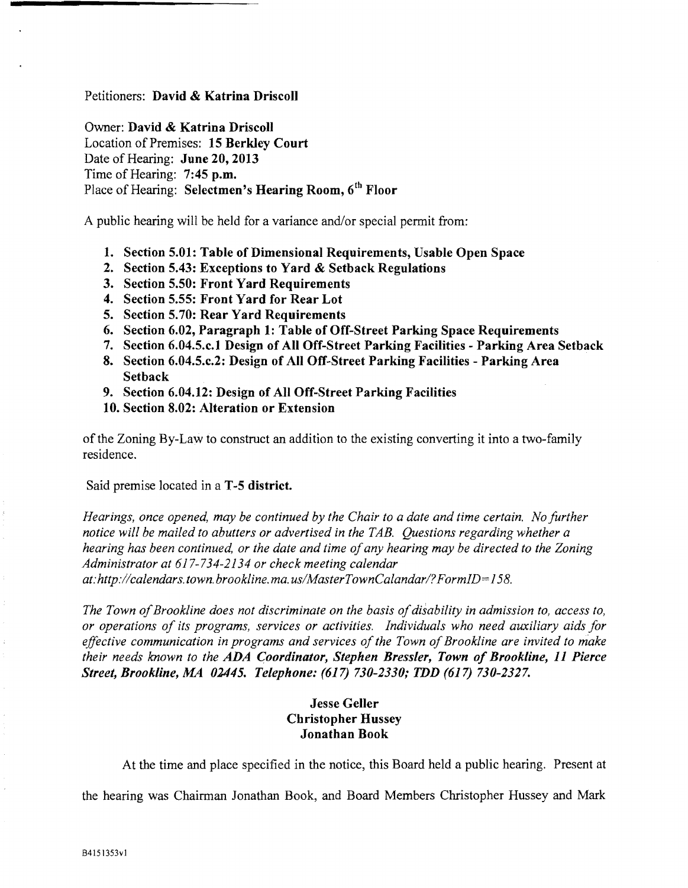Petitioners: **David & Katrina Driscoll**

Owner: **David & Katrina Driscoll**
Location of Premises: **15 Berkley Court**
Date of Hearing: **June 20, 2013**
Time of Hearing: **7:45 p.m.**
Place of Hearing: **Selectmen's Hearing Room, 6th Floor**

A public hearing will be held for a variance and/or special permit from:

1. **Section 5.01: Table of Dimensional Requirements, Usable Open Space**
2. **Section 5.43: Exceptions to Yard & Setback Regulations**
3. **Section 5.50: Front Yard Requirements**
4. **Section 5.55: Front Yard for Rear Lot**
5. **Section 5.70: Rear Yard Requirements**
6. **Section 6.02, Paragraph 1: Table of Off-Street Parking Space Requirements**
7. **Section 6.04.5.c.1 Design of All Off-Street Parking Facilities - Parking Area Setback**
8. **Section 6.04.5.c.2: Design of All Off-Street Parking Facilities - Parking Area Setback**
9. **Section 6.04.12: Design of All Off-Street Parking Facilities**
10. **Section 8.02: Alteration or Extension**

of the Zoning By-Law to construct an addition to the existing converting it into a two-family residence.

Said premise located in a **T-5 district.**

*Hearings, once opened, may be continued by the Chair to a date and time certain. No further notice will be mailed to abutters or advertised in the TAB. Questions regarding whether a hearing has been continued, or the date and time of any hearing may be directed to the Zoning Administrator at 617-734-2134 or check meeting calendar at: http://calendars.town.brookline.ma.us/MasterTownCalandar/?FormID=158.*

*The Town of Brookline does not discriminate on the basis of disability in admission to, access to, or operations of its programs, services or activities. Individuals who need auxiliary aids for effective communication in programs and services of the Town of Brookline are invited to make their needs known to the* ***ADA Coordinator, Stephen Bressler, Town of Brookline, 11 Pierce Street, Brookline, MA 02445. Telephone: (617) 730-2330; TDD (617) 730-2327.***

**Jesse Geller**
**Christopher Hussey**
**Jonathan Book**

At the time and place specified in the notice, this Board held a public hearing. Present at the hearing was Chairman Jonathan Book, and Board Members Christopher Hussey and Mark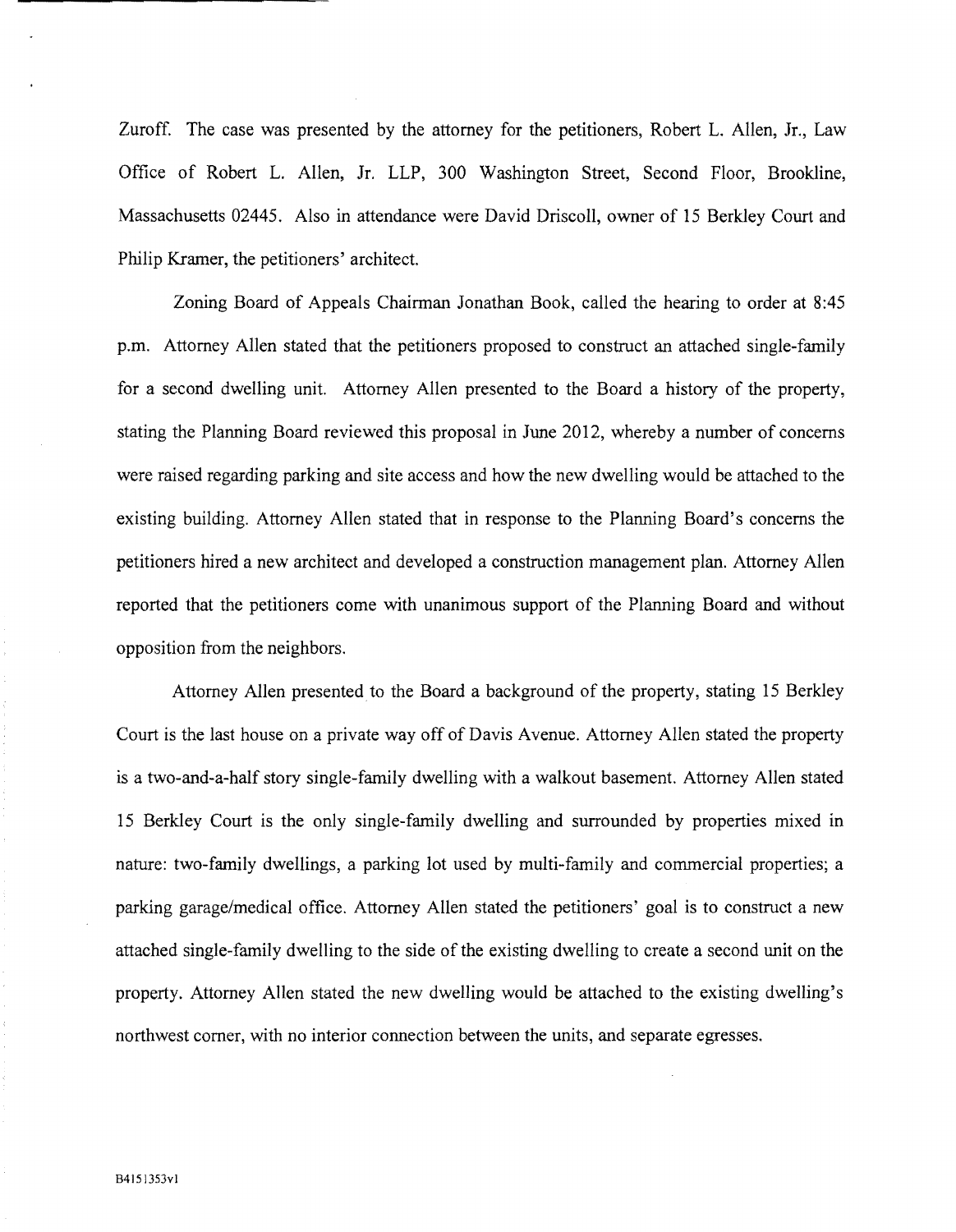Zuroff. The case was presented by the attorney for the petitioners, Robert L. Allen, Jr., Law Office of Robert L. Allen, Jr. LLP, 300 Washington Street, Second Floor, Brookline, Massachusetts 02445. Also in attendance were David Driscoll, owner of 15 Berkley Court and Philip Kramer, the petitioners' architect.

Zoning Board of Appeals Chairman Jonathan Book, called the hearing to order at 8:45 p.m. Attorney Allen stated that the petitioners proposed to construct an attached single-family for a second dwelling unit. Attorney Allen presented to the Board a history of the property, stating the Planning Board reviewed this proposal in June 2012, whereby a number of concerns were raised regarding parking and site access and how the new dwelling would be attached to the existing building. Attorney Allen stated that in response to the Planning Board's concerns the petitioners hired a new architect and developed a construction management plan. Attorney Allen reported that the petitioners come with unanimous support of the Planning Board and without opposition from the neighbors.

Attorney Allen presented to the Board a background of the property, stating 15 Berkley Court is the last house on a private way off of Davis Avenue. Attorney Allen stated the property is a two-and-a-half story single-family dwelling with a walkout basement. Attorney Allen stated 15 Berkley Court is the only single-family dwelling and surrounded by properties mixed in nature: two-family dwellings, a parking lot used by multi-family and commercial properties; a parking garage/medical office. Attorney Allen stated the petitioners' goal is to construct a new attached single-family dwelling to the side of the existing dwelling to create a second unit on the property. Attorney Allen stated the new dwelling would be attached to the existing dwelling's northwest corner, with no interior connection between the units, and separate egresses.

B41513 53v1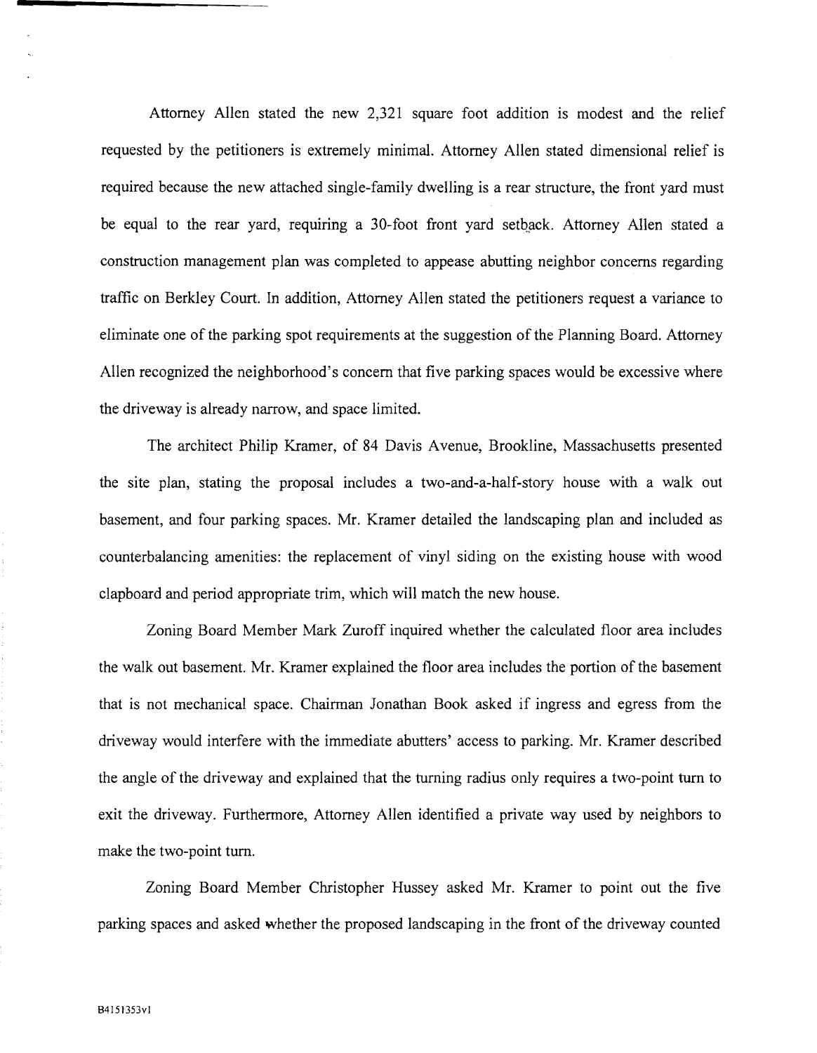Attorney Allen stated the new 2,321 square foot addition is modest and the relief requested by the petitioners is extremely minimal. Attorney Allen stated dimensional relief is required because the new attached single-family dwelling is a rear structure, the front yard must be equal to the rear yard, requiring a 30-foot front yard setback. Attorney Allen stated a construction management plan was completed to appease abutting neighbor concerns regarding traffic on Berkley Court. In addition, Attorney Allen stated the petitioners request a variance to eliminate one of the parking spot requirements at the suggestion of the Planning Board. Attorney Allen recognized the neighborhood's concern that five parking spaces would be excessive where the driveway is already narrow, and space limited.

The architect Philip Kramer, of 84 Davis Avenue, Brookline, Massachusetts presented the site plan, stating the proposal includes a two-and-a-half-story house with a walk out basement, and four parking spaces. Mr. Kramer detailed the landscaping plan and included as counterbalancing amenities: the replacement of vinyl siding on the existing house with wood clapboard and period appropriate trim, which will match the new house.

Zoning Board Member Mark Zuroff inquired whether the calculated floor area includes the walk out basement. Mr. Kramer explained the floor area includes the portion of the basement that is not mechanical space. Chairman Jonathan Book asked if ingress and egress from the driveway would interfere with the immediate abutters' access to parking. Mr. Kramer described the angle of the driveway and explained that the turning radius only requires a two-point turn to exit the driveway. Furthermore, Attorney Allen identified a private way used by neighbors to make the two-point turn.

Zoning Board Member Christopher Hussey asked Mr. Kramer to point out the five parking spaces and asked whether the proposed landscaping in the front of the driveway counted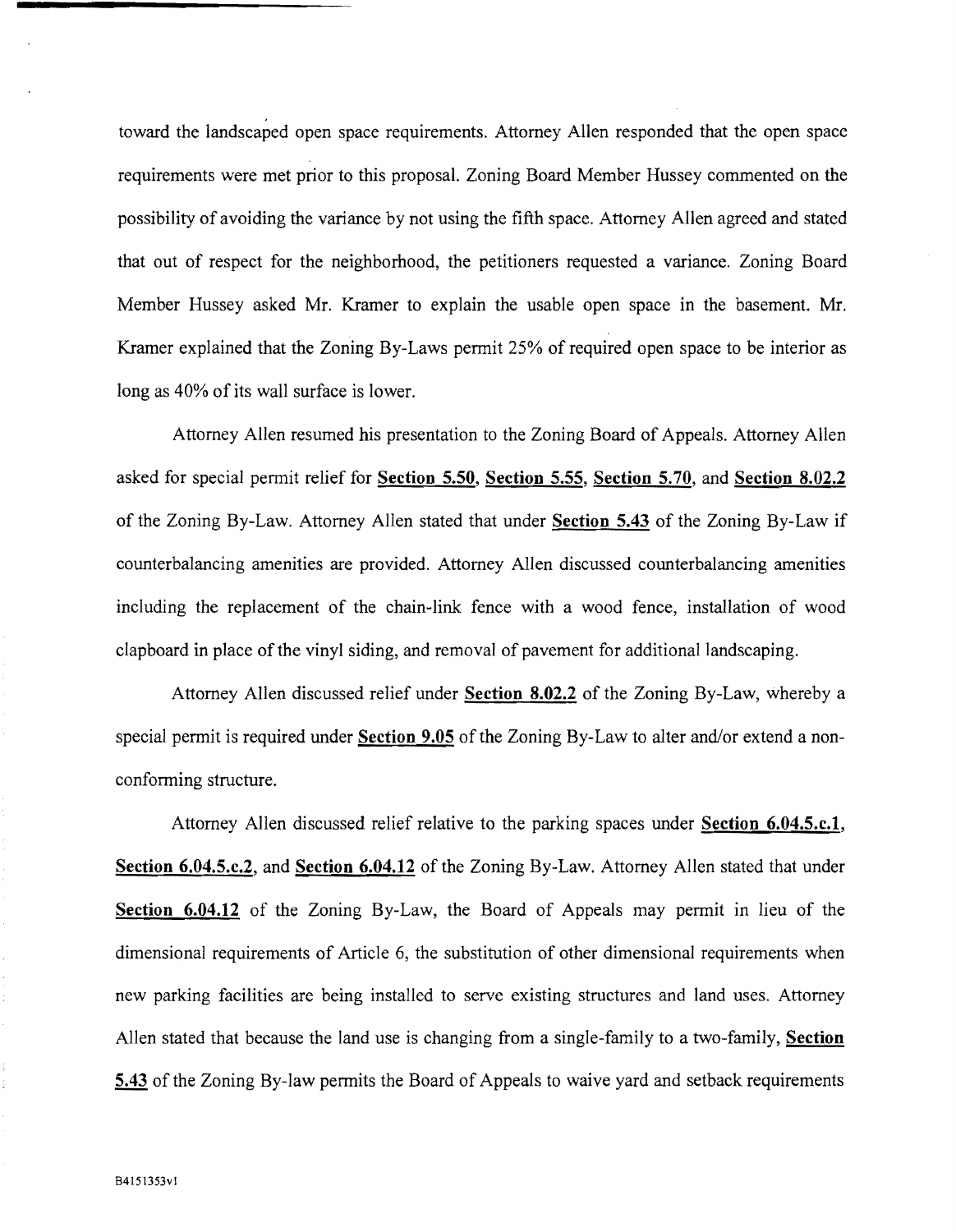toward the landscaped open space requirements. Attorney Allen responded that the open space requirements were met prior to this proposal. Zoning Board Member Hussey commented on the possibility of avoiding the variance by not using the fifth space. Attorney Allen agreed and stated that out of respect for the neighborhood, the petitioners requested a variance. Zoning Board Member Hussey asked Mr. Kramer to explain the usable open space in the basement. Mr. Kramer explained that the Zoning By-Laws permit 25% of required open space to be interior as long as 40% of its wall surface is lower.

Attorney Allen resumed his presentation to the Zoning Board of Appeals. Attorney Allen asked for special permit relief for **Section 5.50**, **Section 5.55**, **Section 5.70**, and **Section 8.02.2** of the Zoning By-Law. Attorney Allen stated that under **Section 5.43** of the Zoning By-Law if counterbalancing amenities are provided. Attorney Allen discussed counterbalancing amenities including the replacement of the chain-link fence with a wood fence, installation of wood clapboard in place of the vinyl siding, and removal of pavement for additional landscaping.

Attorney Allen discussed relief under **Section 8.02.2** of the Zoning By-Law, whereby a special permit is required under **Section 9.05** of the Zoning By-Law to alter and/or extend a non-conforming structure.

Attorney Allen discussed relief relative to the parking spaces under **Section 6.04.5.c.1**, **Section 6.04.5.c.2**, and **Section 6.04.12** of the Zoning By-Law. Attorney Allen stated that under **Section 6.04.12** of the Zoning By-Law, the Board of Appeals may permit in lieu of the dimensional requirements of Article 6, the substitution of other dimensional requirements when new parking facilities are being installed to serve existing structures and land uses. Attorney Allen stated that because the land use is changing from a single-family to a two-family, **Section 5.43** of the Zoning By-law permits the Board of Appeals to waive yard and setback requirements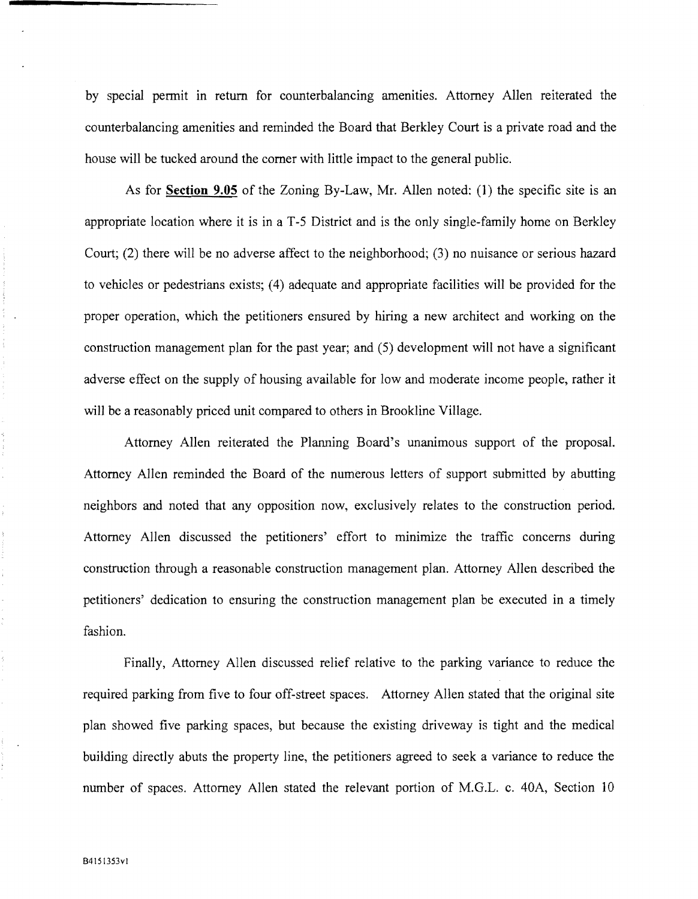by special permit in return for counterbalancing amenities. Attorney Allen reiterated the counterbalancing amenities and reminded the Board that Berkley Court is a private road and the house will be tucked around the corner with little impact to the general public.

As for **Section 9.05** of the Zoning By-Law, Mr. Allen noted: (1) the specific site is an appropriate location where it is in a T-5 District and is the only single-family home on Berkley Court; (2) there will be no adverse affect to the neighborhood; (3) no nuisance or serious hazard to vehicles or pedestrians exists; (4) adequate and appropriate facilities will be provided for the proper operation, which the petitioners ensured by hiring a new architect and working on the construction management plan for the past year; and (5) development will not have a significant adverse effect on the supply of housing available for low and moderate income people, rather it will be a reasonably priced unit compared to others in Brookline Village.

Attorney Allen reiterated the Planning Board's unanimous support of the proposal. Attorney Allen reminded the Board of the numerous letters of support submitted by abutting neighbors and noted that any opposition now, exclusively relates to the construction period. Attorney Allen discussed the petitioners' effort to minimize the traffic concerns during construction through a reasonable construction management plan. Attorney Allen described the petitioners' dedication to ensuring the construction management plan be executed in a timely fashion.

Finally, Attorney Allen discussed relief relative to the parking variance to reduce the required parking from five to four off-street spaces. Attorney Allen stated that the original site plan showed five parking spaces, but because the existing driveway is tight and the medical building directly abuts the property line, the petitioners agreed to seek a variance to reduce the number of spaces. Attorney Allen stated the relevant portion of M.G.L. c. 40A, Section 10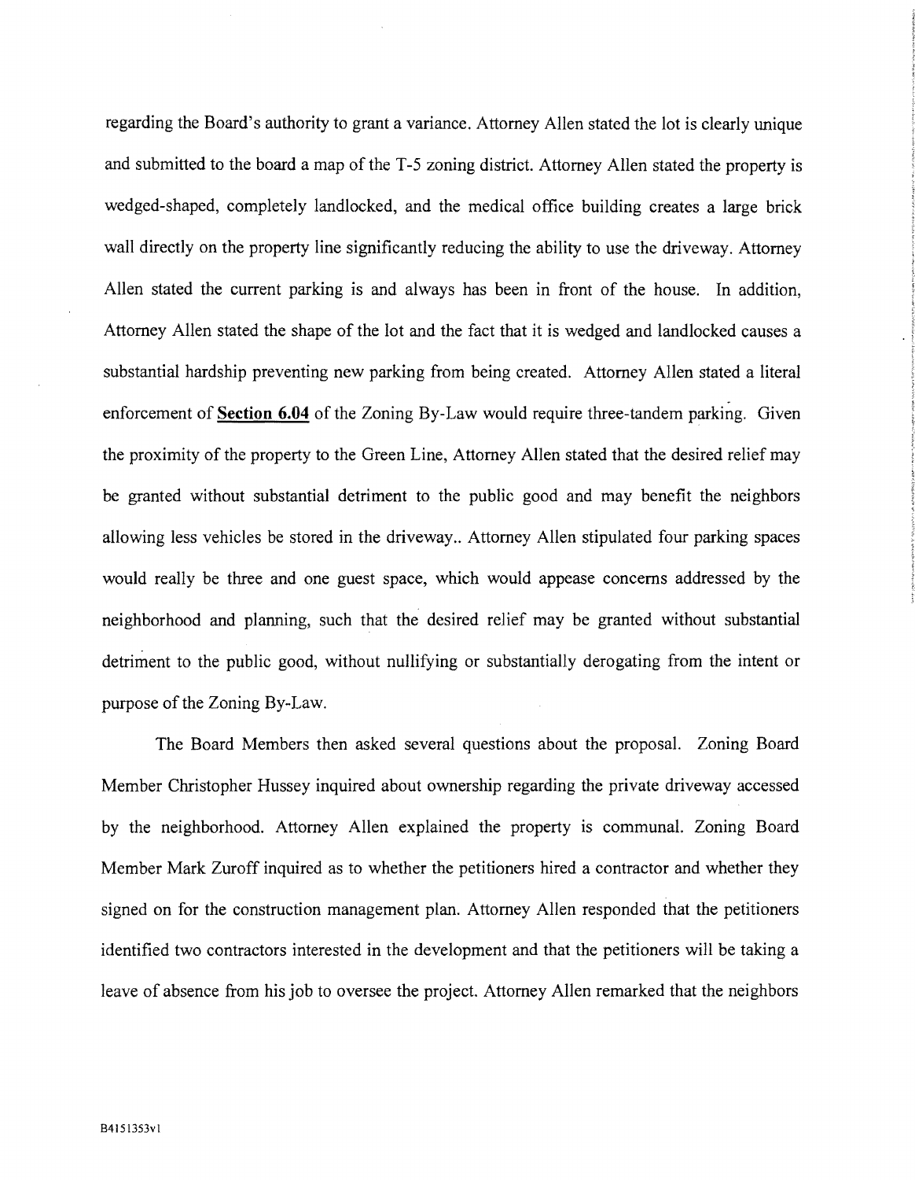regarding the Board's authority to grant a variance. Attorney Allen stated the lot is clearly unique and submitted to the board a map of the T-5 zoning district. Attorney Allen stated the property is wedged-shaped, completely landlocked, and the medical office building creates a large brick wall directly on the property line significantly reducing the ability to use the driveway. Attorney Allen stated the current parking is and always has been in front of the house. In addition, Attorney Allen stated the shape of the lot and the fact that it is wedged and landlocked causes a substantial hardship preventing new parking from being created. Attorney Allen stated a literal enforcement of **Section 6.04** of the Zoning By-Law would require three-tandem parking. Given the proximity of the property to the Green Line, Attorney Allen stated that the desired relief may be granted without substantial detriment to the public good and may benefit the neighbors allowing less vehicles be stored in the driveway.. Attorney Allen stipulated four parking spaces would really be three and one guest space, which would appease concerns addressed by the neighborhood and planning, such that the desired relief may be granted without substantial detriment to the public good, without nullifying or substantially derogating from the intent or purpose of the Zoning By-Law.

The Board Members then asked several questions about the proposal. Zoning Board Member Christopher Hussey inquired about ownership regarding the private driveway accessed by the neighborhood. Attorney Allen explained the property is communal. Zoning Board Member Mark Zuroff inquired as to whether the petitioners hired a contractor and whether they signed on for the construction management plan. Attorney Allen responded that the petitioners identified two contractors interested in the development and that the petitioners will be taking a leave of absence from his job to oversee the project. Attorney Allen remarked that the neighbors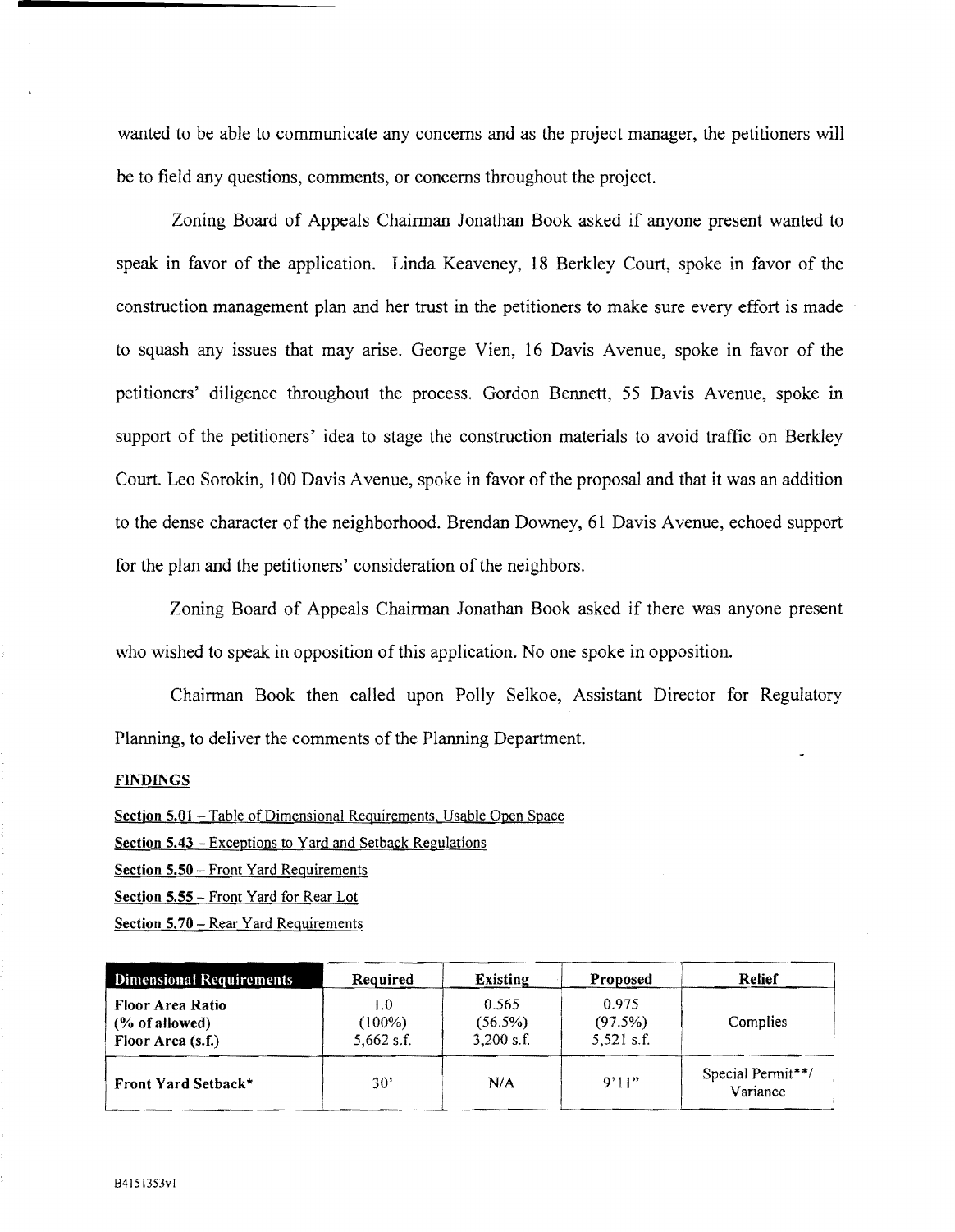wanted to be able to communicate any concerns and as the project manager, the petitioners will be to field any questions, comments, or concerns throughout the project.

Zoning Board of Appeals Chairman Jonathan Book asked if anyone present wanted to speak in favor of the application. Linda Keaveney, 18 Berkley Court, spoke in favor of the construction management plan and her trust in the petitioners to make sure every effort is made to squash any issues that may arise. George Vien, 16 Davis Avenue, spoke in favor of the petitioners' diligence throughout the process. Gordon Bennett, 55 Davis Avenue, spoke in support of the petitioners' idea to stage the construction materials to avoid traffic on Berkley Court. Leo Sorokin, 100 Davis Avenue, spoke in favor of the proposal and that it was an addition to the dense character of the neighborhood. Brendan Downey, 61 Davis Avenue, echoed support for the plan and the petitioners' consideration of the neighbors.

Zoning Board of Appeals Chairman Jonathan Book asked if there was anyone present who wished to speak in opposition of this application. No one spoke in opposition.

Chairman Book then called upon Polly Selkoe, Assistant Director for Regulatory Planning, to deliver the comments of the Planning Department.

**FINDINGS**

**Section 5.01** – Table of Dimensional Requirements, Usable Open Space

**Section 5.43** – Exceptions to Yard and Setback Regulations

**Section 5.50** – Front Yard Requirements

**Section 5.55** – Front Yard for Rear Lot

**Section 5.70** – Rear Yard Requirements

| Dimensional Requirements | Required | Existing | Proposed | Relief |
|---|---|---|---|---|
| **Floor Area Ratio**<br>**(% of allowed)**<br>**Floor Area (s.f.)** | 1.0<br>(100%)<br>5,662 s.f. | 0.565<br>(56.5%)<br>3,200 s.f. | 0.975<br>(97.5%)<br>5,521 s.f. | Complies |
| **Front Yard Setback*** | 30' | N/A | 9'11" | Special Permit**/ Variance |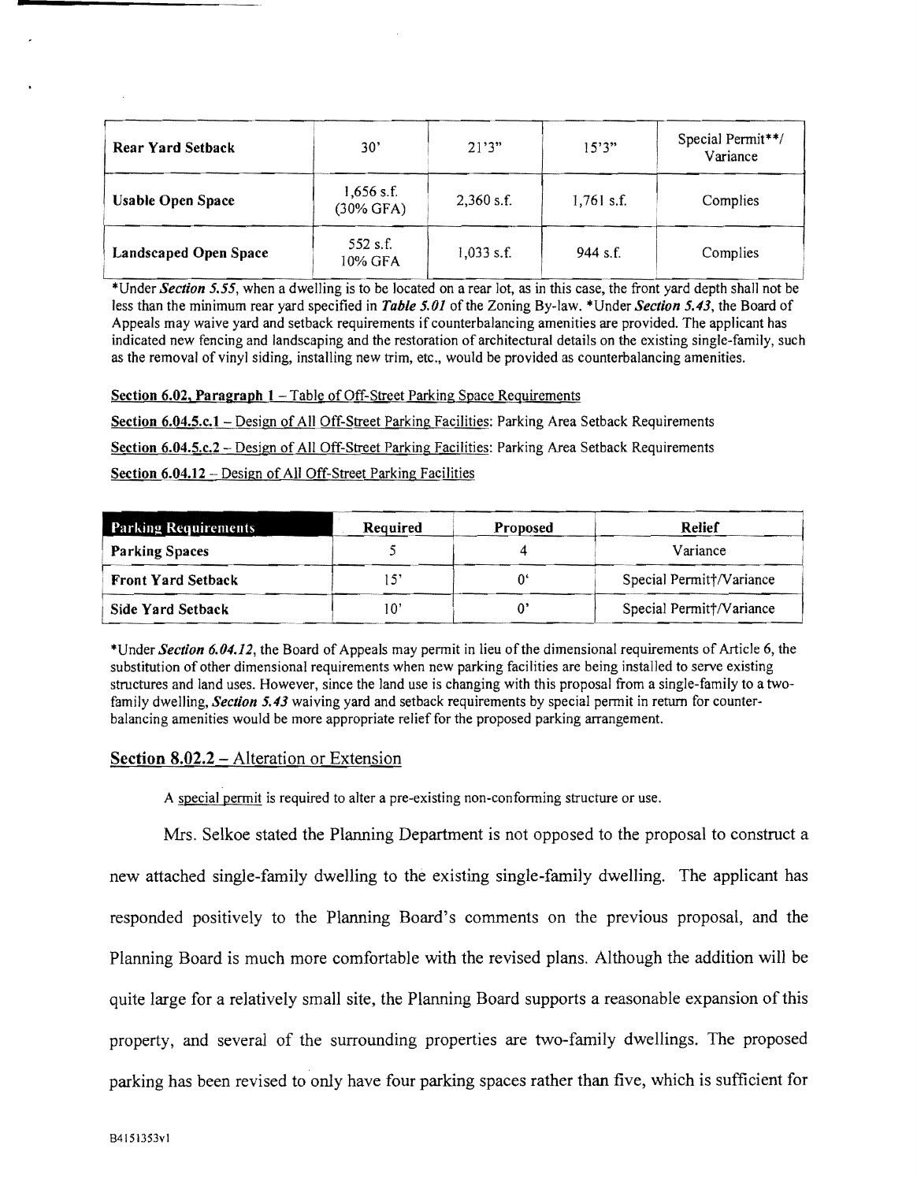| Rear Yard Setback | 30' | 21'3" | 15'3" | Special Permit**/ Variance |
|---|---|---|---|---|
| Usable Open Space | 1,656 s.f. (30% GFA) | 2,360 s.f. | 1,761 s.f. | Complies |
| Landscaped Open Space | 552 s.f. 10% GFA | 1,033 s.f. | 944 s.f. | Complies |

*Under *Section 5.55*, when a dwelling is to be located on a rear lot, as in this case, the front yard depth shall not be less than the minimum rear yard specified in *Table 5.01* of the Zoning By-law. *Under *Section 5.43*, the Board of Appeals may waive yard and setback requirements if counterbalancing amenities are provided. The applicant has indicated new fencing and landscaping and the restoration of architectural details on the existing single-family, such as the removal of vinyl siding, installing new trim, etc., would be provided as counterbalancing amenities.

<u>Section 6.02, Paragraph 1</u> – <u>Table of Off-Street Parking Space Requirements</u>

<u>Section 6.04.5.c.1</u> – <u>Design of All Off-Street Parking Facilities: Parking Area Setback Requirements</u>

<u>Section 6.04.5.c.2</u> – <u>Design of All Off-Street Parking Facilities: Parking Area Setback Requirements</u>

<u>Section 6.04.12</u> – <u>Design of All Off-Street Parking Facilities</u>

| Parking Requirements | Required | Proposed | Relief |
|---|---|---|---|
| **Parking Spaces** | 5 | 4 | Variance |
| **Front Yard Setback** | 15' | 0' | Special Permit†/Variance |
| **Side Yard Setback** | 10' | 0' | Special Permit†/Variance |

*Under *Section 6.04.12*, the Board of Appeals may permit in lieu of the dimensional requirements of Article 6, the substitution of other dimensional requirements when new parking facilities are being installed to serve existing structures and land uses. However, since the land use is changing with this proposal from a single-family to a two-family dwelling, *Section 5.43* waiving yard and setback requirements by special permit in return for counter-balancing amenities would be more appropriate relief for the proposed parking arrangement.

## <u>Section 8.02.2</u> – <u>Alteration or Extension</u>

A <u>special permit</u> is required to alter a pre-existing non-conforming structure or use.

Mrs. Selkoe stated the Planning Department is not opposed to the proposal to construct a new attached single-family dwelling to the existing single-family dwelling. The applicant has responded positively to the Planning Board's comments on the previous proposal, and the Planning Board is much more comfortable with the revised plans. Although the addition will be quite large for a relatively small site, the Planning Board supports a reasonable expansion of this property, and several of the surrounding properties are two-family dwellings. The proposed parking has been revised to only have four parking spaces rather than five, which is sufficient for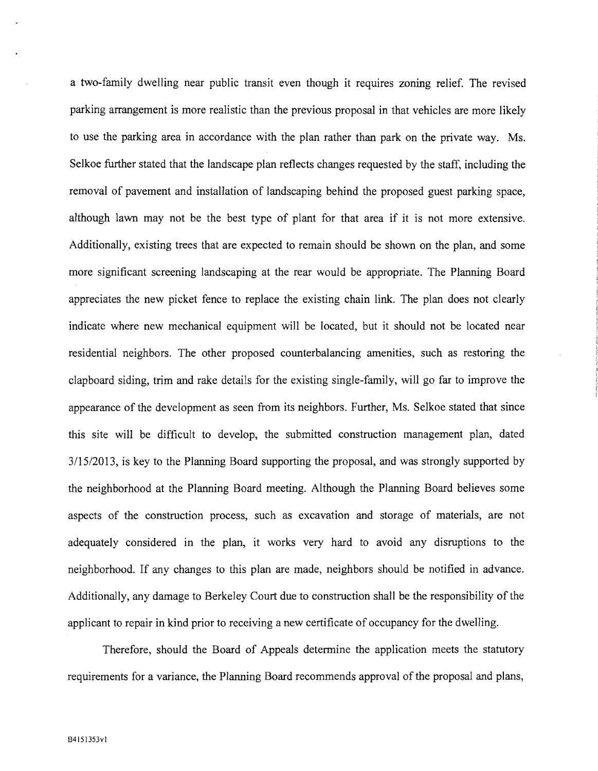a two-family dwelling near public transit even though it requires zoning relief. The revised parking arrangement is more realistic than the previous proposal in that vehicles are more likely to use the parking area in accordance with the plan rather than park on the private way. Ms. Selkoe further stated that the landscape plan reflects changes requested by the staff, including the removal of pavement and installation of landscaping behind the proposed guest parking space, although lawn may not be the best type of plant for that area if it is not more extensive. Additionally, existing trees that are expected to remain should be shown on the plan, and some more significant screening landscaping at the rear would be appropriate. The Planning Board appreciates the new picket fence to replace the existing chain link. The plan does not clearly indicate where new mechanical equipment will be located, but it should not be located near residential neighbors. The other proposed counterbalancing amenities, such as restoring the clapboard siding, trim and rake details for the existing single-family, will go far to improve the appearance of the development as seen from its neighbors. Further, Ms. Selkoe stated that since this site will be difficult to develop, the submitted construction management plan, dated 3/15/2013, is key to the Planning Board supporting the proposal, and was strongly supported by the neighborhood at the Planning Board meeting. Although the Planning Board believes some aspects of the construction process, such as excavation and storage of materials, are not adequately considered in the plan, it works very hard to avoid any disruptions to the neighborhood. If any changes to this plan are made, neighbors should be notified in advance. Additionally, any damage to Berkeley Court due to construction shall be the responsibility of the applicant to repair in kind prior to receiving a new certificate of occupancy for the dwelling.

Therefore, should the Board of Appeals determine the application meets the statutory requirements for a variance, the Planning Board recommends approval of the proposal and plans,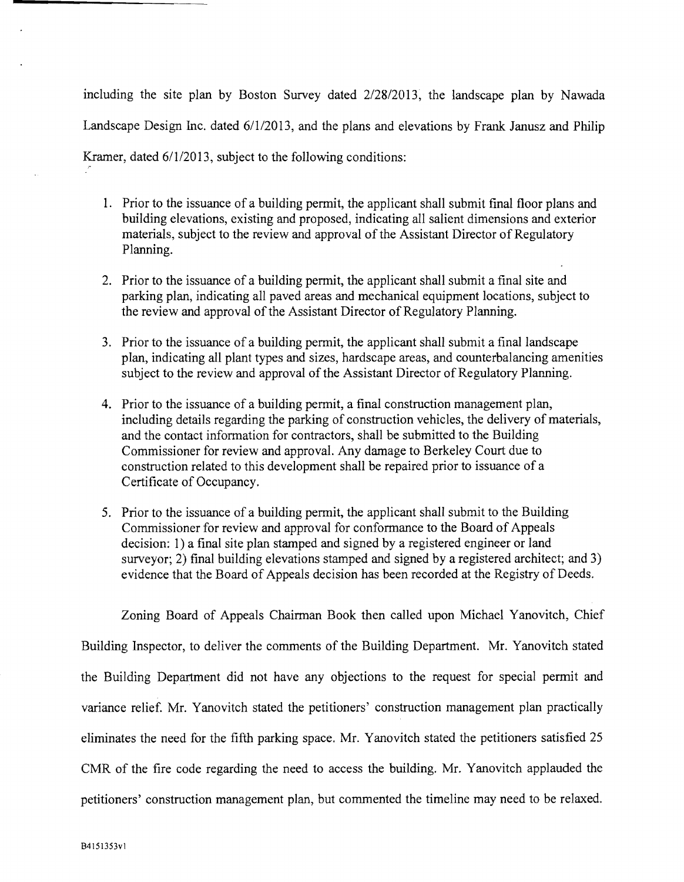including the site plan by Boston Survey dated 2/28/2013, the landscape plan by Nawada Landscape Design Inc. dated 6/1/2013, and the plans and elevations by Frank Janusz and Philip Kramer, dated 6/1/2013, subject to the following conditions:

1. Prior to the issuance of a building permit, the applicant shall submit final floor plans and building elevations, existing and proposed, indicating all salient dimensions and exterior materials, subject to the review and approval of the Assistant Director of Regulatory Planning.

2. Prior to the issuance of a building permit, the applicant shall submit a final site and parking plan, indicating all paved areas and mechanical equipment locations, subject to the review and approval of the Assistant Director of Regulatory Planning.

3. Prior to the issuance of a building permit, the applicant shall submit a final landscape plan, indicating all plant types and sizes, hardscape areas, and counterbalancing amenities subject to the review and approval of the Assistant Director of Regulatory Planning.

4. Prior to the issuance of a building permit, a final construction management plan, including details regarding the parking of construction vehicles, the delivery of materials, and the contact information for contractors, shall be submitted to the Building Commissioner for review and approval. Any damage to Berkeley Court due to construction related to this development shall be repaired prior to issuance of a Certificate of Occupancy.

5. Prior to the issuance of a building permit, the applicant shall submit to the Building Commissioner for review and approval for conformance to the Board of Appeals decision: 1) a final site plan stamped and signed by a registered engineer or land surveyor; 2) final building elevations stamped and signed by a registered architect; and 3) evidence that the Board of Appeals decision has been recorded at the Registry of Deeds.

Zoning Board of Appeals Chairman Book then called upon Michael Yanovitch, Chief Building Inspector, to deliver the comments of the Building Department. Mr. Yanovitch stated the Building Department did not have any objections to the request for special permit and variance relief. Mr. Yanovitch stated the petitioners' construction management plan practically eliminates the need for the fifth parking space. Mr. Yanovitch stated the petitioners satisfied 25 CMR of the fire code regarding the need to access the building. Mr. Yanovitch applauded the petitioners' construction management plan, but commented the timeline may need to be relaxed.

B4151353v1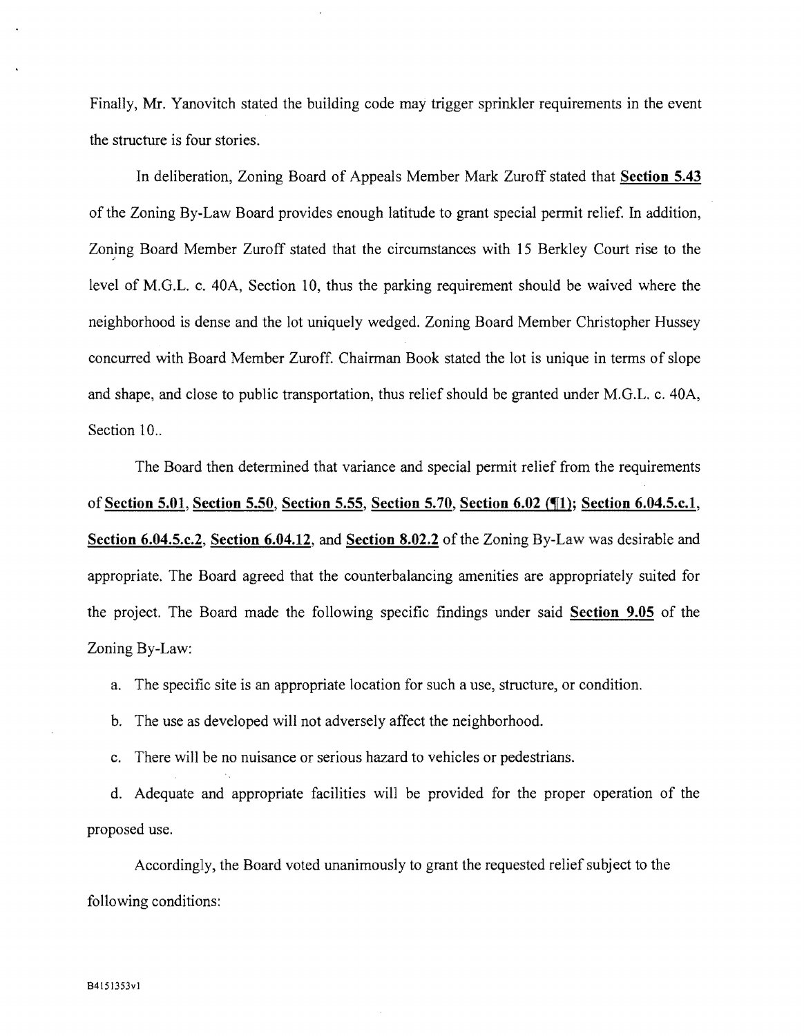Finally, Mr. Yanovitch stated the building code may trigger sprinkler requirements in the event the structure is four stories.

In deliberation, Zoning Board of Appeals Member Mark Zuroff stated that **Section 5.43** of the Zoning By-Law Board provides enough latitude to grant special permit relief. In addition, Zoning Board Member Zuroff stated that the circumstances with 15 Berkley Court rise to the level of M.G.L. c. 40A, Section 10, thus the parking requirement should be waived where the neighborhood is dense and the lot uniquely wedged. Zoning Board Member Christopher Hussey concurred with Board Member Zuroff. Chairman Book stated the lot is unique in terms of slope and shape, and close to public transportation, thus relief should be granted under M.G.L. c. 40A, Section 10..

The Board then determined that variance and special permit relief from the requirements of **Section 5.01**, **Section 5.50**, **Section 5.55**, **Section 5.70**, **Section 6.02 (¶1)**; **Section 6.04.5.c.1**, **Section 6.04.5.c.2**, **Section 6.04.12**, and **Section 8.02.2** of the Zoning By-Law was desirable and appropriate. The Board agreed that the counterbalancing amenities are appropriately suited for the project. The Board made the following specific findings under said **Section 9.05** of the Zoning By-Law:

a. The specific site is an appropriate location for such a use, structure, or condition.

b. The use as developed will not adversely affect the neighborhood.

c. There will be no nuisance or serious hazard to vehicles or pedestrians.

d. Adequate and appropriate facilities will be provided for the proper operation of the proposed use.

Accordingly, the Board voted unanimously to grant the requested relief subject to the following conditions:

B4151353v1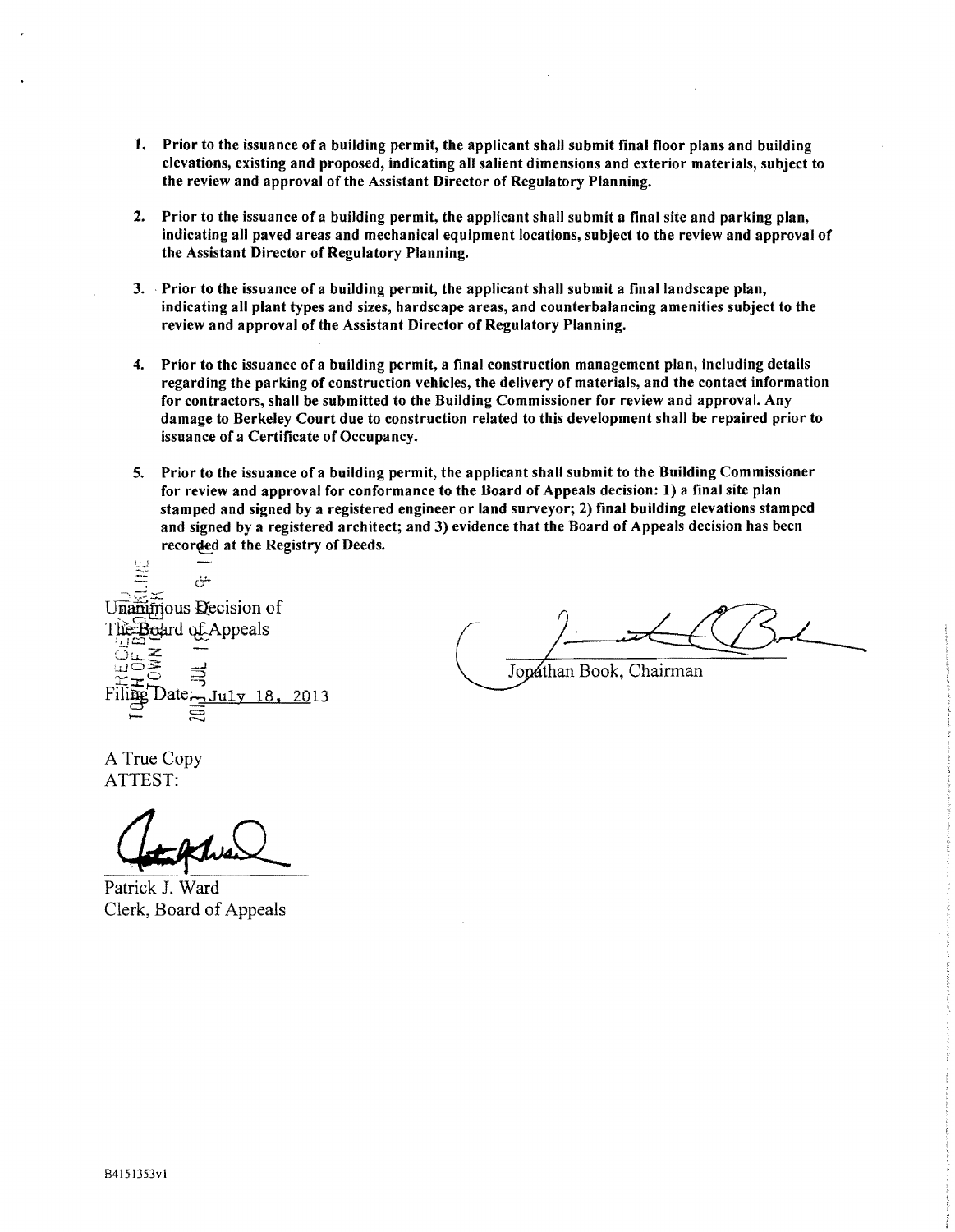1. **Prior to the issuance of a building permit, the applicant shall submit final floor plans and building elevations, existing and proposed, indicating all salient dimensions and exterior materials, subject to the review and approval of the Assistant Director of Regulatory Planning.**

2. **Prior to the issuance of a building permit, the applicant shall submit a final site and parking plan, indicating all paved areas and mechanical equipment locations, subject to the review and approval of the Assistant Director of Regulatory Planning.**

3. **Prior to the issuance of a building permit, the applicant shall submit a final landscape plan, indicating all plant types and sizes, hardscape areas, and counterbalancing amenities subject to the review and approval of the Assistant Director of Regulatory Planning.**

4. **Prior to the issuance of a building permit, a final construction management plan, including details regarding the parking of construction vehicles, the delivery of materials, and the contact information for contractors, shall be submitted to the Building Commissioner for review and approval. Any damage to Berkeley Court due to construction related to this development shall be repaired prior to issuance of a Certificate of Occupancy.**

5. **Prior to the issuance of a building permit, the applicant shall submit to the Building Commissioner for review and approval for conformance to the Board of Appeals decision: 1) a final site plan stamped and signed by a registered engineer or land surveyor; 2) final building elevations stamped and signed by a registered architect; and 3) evidence that the Board of Appeals decision has been recorded at the Registry of Deeds.**

Unanimous Decision of
The Board of Appeals

Filing Date: July 18, 2013

RECEIVED
TOWN OF BROOKLINE
TOWN CLERK
2013 JUL 18

Jonathan Book, Chairman

A True Copy
ATTEST:

Patrick J. Ward
Clerk, Board of Appeals

B4151353v1